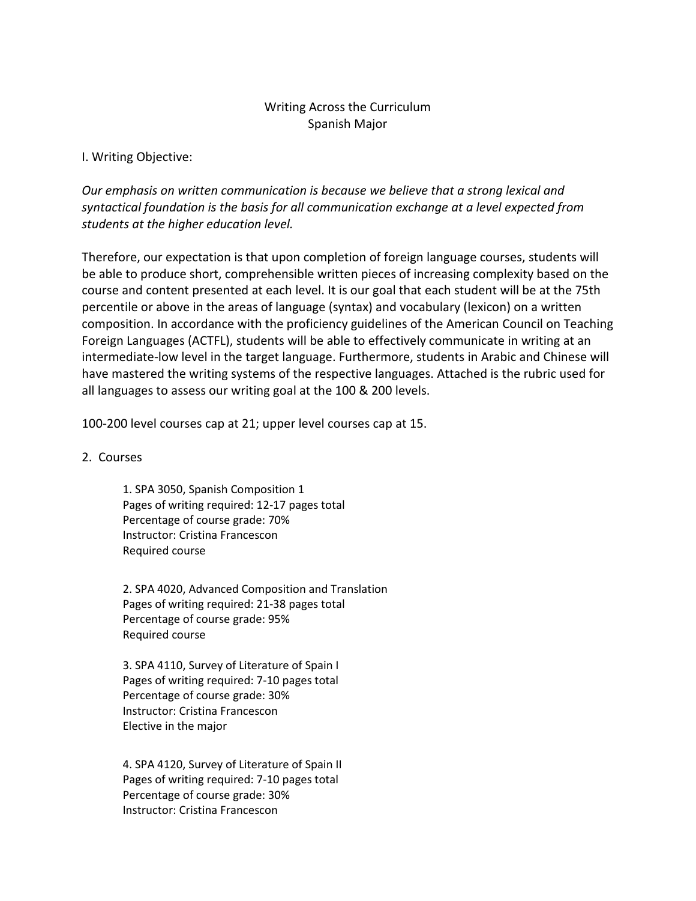# Writing Across the Curriculum
## Spanish Major

I. Writing Objective:

*Our emphasis on written communication is because we believe that a strong lexical and syntactical foundation is the basis for all communication exchange at a level expected from students at the higher education level.*

Therefore, our expectation is that upon completion of foreign language courses, students will be able to produce short, comprehensible written pieces of increasing complexity based on the course and content presented at each level. It is our goal that each student will be at the 75th percentile or above in the areas of language (syntax) and vocabulary (lexicon) on a written composition. In accordance with the proficiency guidelines of the American Council on Teaching Foreign Languages (ACTFL), students will be able to effectively communicate in writing at an intermediate-low level in the target language. Furthermore, students in Arabic and Chinese will have mastered the writing systems of the respective languages. Attached is the rubric used for all languages to assess our writing goal at the 100 & 200 levels.

100-200 level courses cap at 21; upper level courses cap at 15.

2. Courses

1. SPA 3050, Spanish Composition 1
Pages of writing required: 12-17 pages total
Percentage of course grade: 70%
Instructor: Cristina Francescon
Required course

2. SPA 4020, Advanced Composition and Translation
Pages of writing required: 21-38 pages total
Percentage of course grade: 95%
Required course

3. SPA 4110, Survey of Literature of Spain I
Pages of writing required: 7-10 pages total
Percentage of course grade: 30%
Instructor: Cristina Francescon
Elective in the major

4. SPA 4120, Survey of Literature of Spain II
Pages of writing required: 7-10 pages total
Percentage of course grade: 30%
Instructor: Cristina Francescon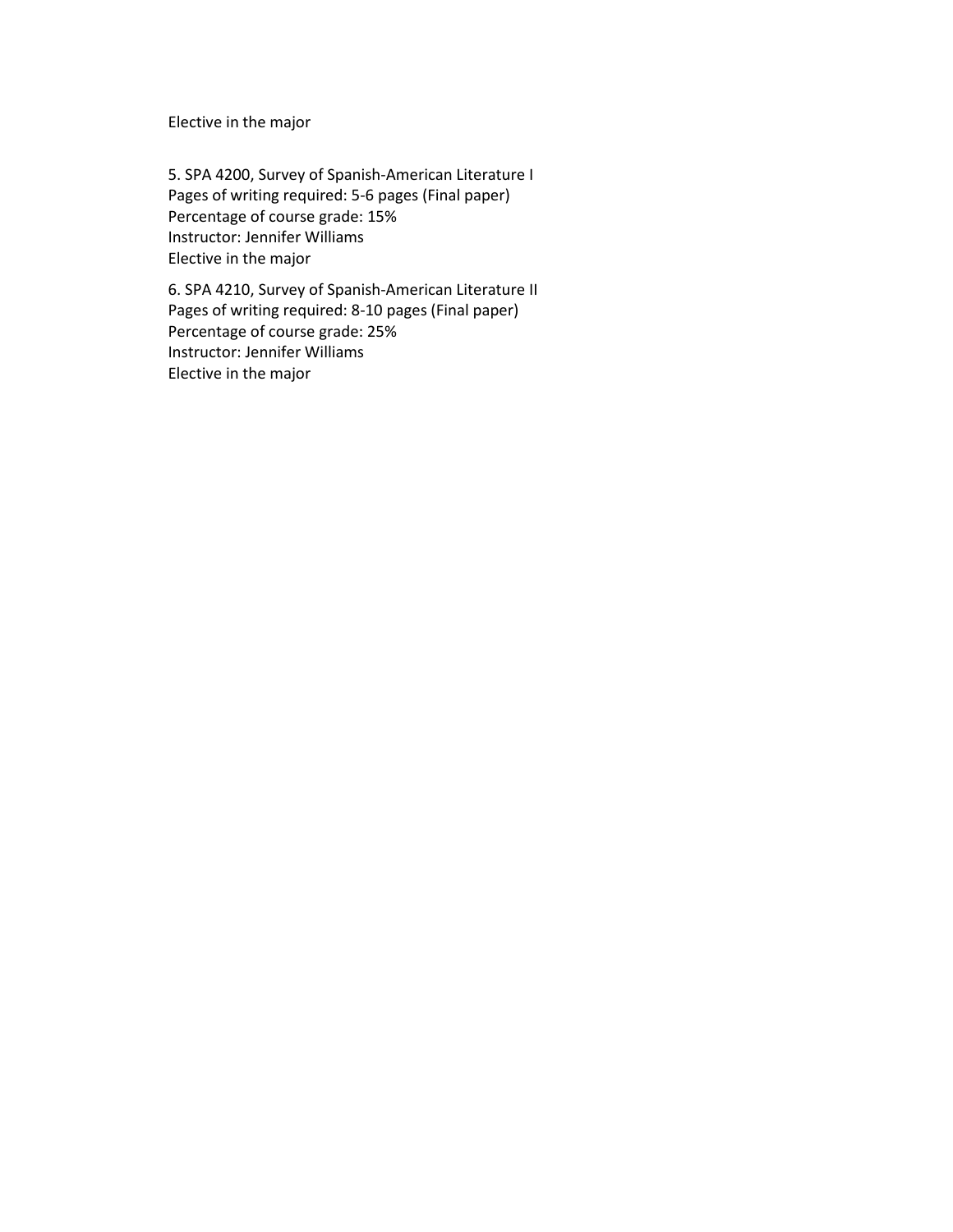Elective in the major

5. SPA 4200, Survey of Spanish-American Literature I
Pages of writing required: 5-6 pages (Final paper)
Percentage of course grade: 15%
Instructor: Jennifer Williams
Elective in the major

6. SPA 4210, Survey of Spanish-American Literature II
Pages of writing required: 8-10 pages (Final paper)
Percentage of course grade: 25%
Instructor: Jennifer Williams
Elective in the major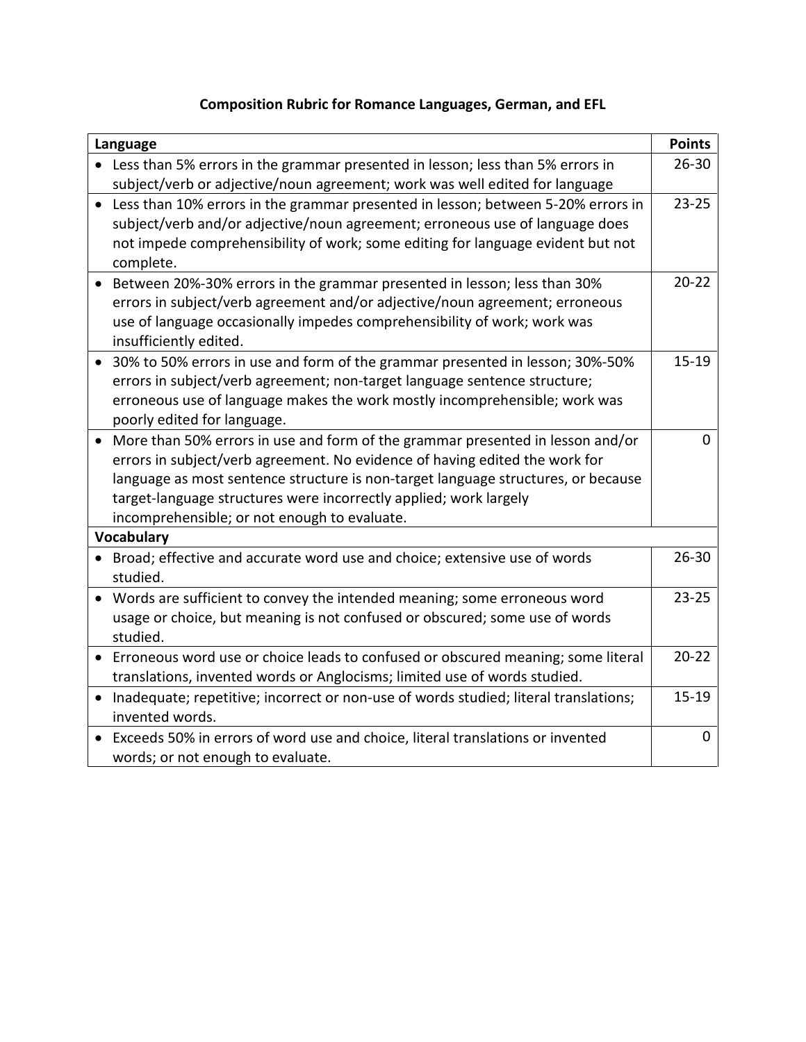## Composition Rubric for Romance Languages, German, and EFL

| Language | Points |
|---|---|
| • Less than 5% errors in the grammar presented in lesson; less than 5% errors in subject/verb or adjective/noun agreement; work was well edited for language | 26-30 |
| • Less than 10% errors in the grammar presented in lesson; between 5-20% errors in subject/verb and/or adjective/noun agreement; erroneous use of language does not impede comprehensibility of work; some editing for language evident but not complete. | 23-25 |
| • Between 20%-30% errors in the grammar presented in lesson; less than 30% errors in subject/verb agreement and/or adjective/noun agreement; erroneous use of language occasionally impedes comprehensibility of work; work was insufficiently edited. | 20-22 |
| • 30% to 50% errors in use and form of the grammar presented in lesson; 30%-50% errors in subject/verb agreement; non-target language sentence structure; erroneous use of language makes the work mostly incomprehensible; work was poorly edited for language. | 15-19 |
| • More than 50% errors in use and form of the grammar presented in lesson and/or errors in subject/verb agreement. No evidence of having edited the work for language as most sentence structure is non-target language structures, or because target-language structures were incorrectly applied; work largely incomprehensible; or not enough to evaluate. | 0 |
| **Vocabulary** | |
| • Broad; effective and accurate word use and choice; extensive use of words studied. | 26-30 |
| • Words are sufficient to convey the intended meaning; some erroneous word usage or choice, but meaning is not confused or obscured; some use of words studied. | 23-25 |
| • Erroneous word use or choice leads to confused or obscured meaning; some literal translations, invented words or Anglocisms; limited use of words studied. | 20-22 |
| • Inadequate; repetitive; incorrect or non-use of words studied; literal translations; invented words. | 15-19 |
| • Exceeds 50% in errors of word use and choice, literal translations or invented words; or not enough to evaluate. | 0 |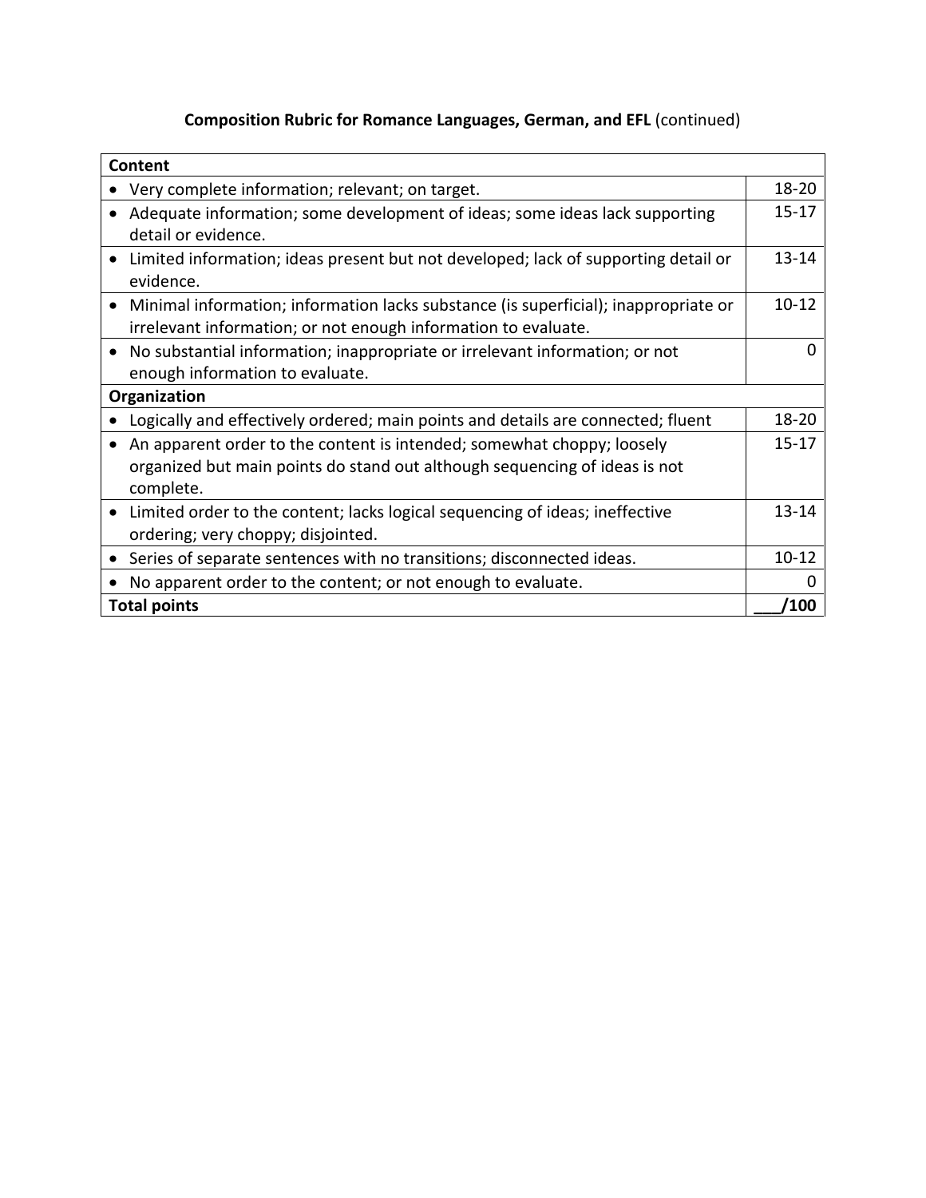**Composition Rubric for Romance Languages, German, and EFL** (continued)

| Content | |
|---|---|
| • Very complete information; relevant; on target. | 18-20 |
| • Adequate information; some development of ideas; some ideas lack supporting detail or evidence. | 15-17 |
| • Limited information; ideas present but not developed; lack of supporting detail or evidence. | 13-14 |
| • Minimal information; information lacks substance (is superficial); inappropriate or irrelevant information; or not enough information to evaluate. | 10-12 |
| • No substantial information; inappropriate or irrelevant information; or not enough information to evaluate. | 0 |
| **Organization** | |
| • Logically and effectively ordered; main points and details are connected; fluent | 18-20 |
| • An apparent order to the content is intended; somewhat choppy; loosely organized but main points do stand out although sequencing of ideas is not complete. | 15-17 |
| • Limited order to the content; lacks logical sequencing of ideas; ineffective ordering; very choppy; disjointed. | 13-14 |
| • Series of separate sentences with no transitions; disconnected ideas. | 10-12 |
| • No apparent order to the content; or not enough to evaluate. | 0 |
| **Total points** | **___/100** |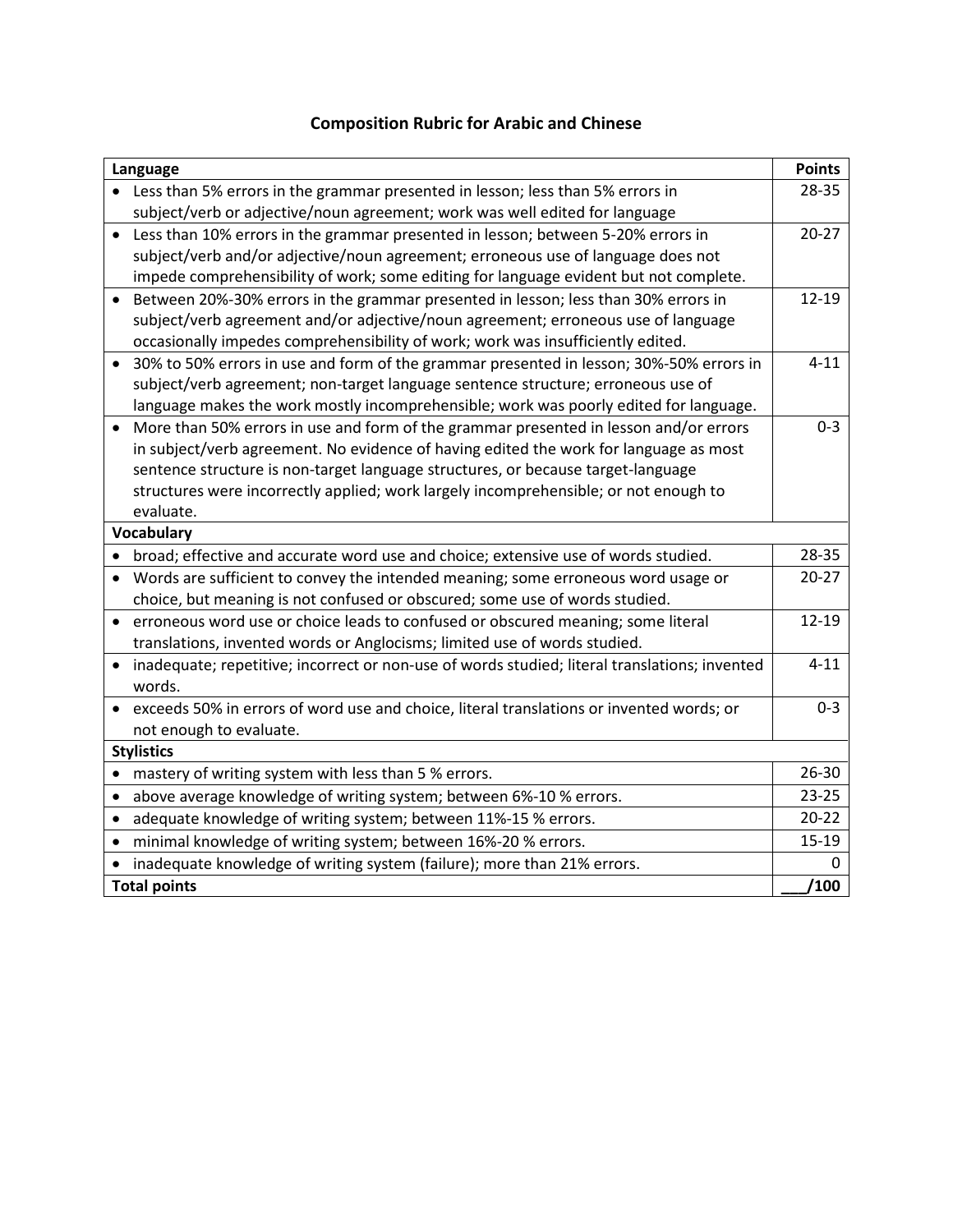# Composition Rubric for Arabic and Chinese

| Language | Points |
|---|---|
| • Less than 5% errors in the grammar presented in lesson; less than 5% errors in subject/verb or adjective/noun agreement; work was well edited for language | 28-35 |
| • Less than 10% errors in the grammar presented in lesson; between 5-20% errors in subject/verb and/or adjective/noun agreement; erroneous use of language does not impede comprehensibility of work; some editing for language evident but not complete. | 20-27 |
| • Between 20%-30% errors in the grammar presented in lesson; less than 30% errors in subject/verb agreement and/or adjective/noun agreement; erroneous use of language occasionally impedes comprehensibility of work; work was insufficiently edited. | 12-19 |
| • 30% to 50% errors in use and form of the grammar presented in lesson; 30%-50% errors in subject/verb agreement; non-target language sentence structure; erroneous use of language makes the work mostly incomprehensible; work was poorly edited for language. | 4-11 |
| • More than 50% errors in use and form of the grammar presented in lesson and/or errors in subject/verb agreement. No evidence of having edited the work for language as most sentence structure is non-target language structures, or because target-language structures were incorrectly applied; work largely incomprehensible; or not enough to evaluate. | 0-3 |
| **Vocabulary** | |
| • broad; effective and accurate word use and choice; extensive use of words studied. | 28-35 |
| • Words are sufficient to convey the intended meaning; some erroneous word usage or choice, but meaning is not confused or obscured; some use of words studied. | 20-27 |
| • erroneous word use or choice leads to confused or obscured meaning; some literal translations, invented words or Anglocisms; limited use of words studied. | 12-19 |
| • inadequate; repetitive; incorrect or non-use of words studied; literal translations; invented words. | 4-11 |
| • exceeds 50% in errors of word use and choice, literal translations or invented words; or not enough to evaluate. | 0-3 |
| **Stylistics** | |
| • mastery of writing system with less than 5 % errors. | 26-30 |
| • above average knowledge of writing system; between 6%-10 % errors. | 23-25 |
| • adequate knowledge of writing system; between 11%-15 % errors. | 20-22 |
| • minimal knowledge of writing system; between 16%-20 % errors. | 15-19 |
| • inadequate knowledge of writing system (failure); more than 21% errors. | 0 |
| **Total points** | **___/100** |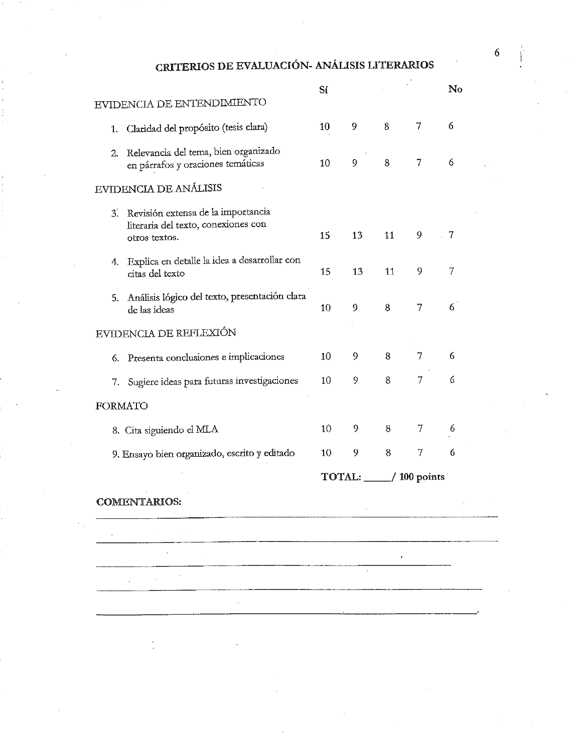## CRITERIOS DE EVALUACIÓN- ANÁLISIS LITERARIOS

| | Sí | | | | No |
|---|---|---|---|---|---|
| **EVIDENCIA DE ENTENDIMIENTO** | | | | | |
| 1. Claridad del propósito (tesis clara) | 10 | 9 | 8 | 7 | 6 |
| 2. Relevancia del tema, bien organizado en párrafos y oraciones temáticas | 10 | 9 | 8 | 7 | 6 |
| **EVIDENCIA DE ANÁLISIS** | | | | | |
| 3. Revisión extensa de la importancia literaria del texto, conexiones con otros textos. | 15 | 13 | 11 | 9 | 7 |
| 4. Explica en detalle la idea a desarrollar con citas del texto | 15 | 13 | 11 | 9 | 7 |
| 5. Análisis lógico del texto, presentación clara de las ideas | 10 | 9 | 8 | 7 | 6 |
| **EVIDENCIA DE REFLEXIÓN** | | | | | |
| 6. Presenta conclusiones e implicaciones | 10 | 9 | 8 | 7 | 6 |
| 7. Sugiere ideas para futuras investigaciones | 10 | 9 | 8 | 7 | 6 |
| **FORMATO** | | | | | |
| 8. Cita siguiendo el MLA | 10 | 9 | 8 | 7 | 6 |
| 9. Ensayo bien organizado, escrito y editado | 10 | 9 | 8 | 7 | 6 |

**TOTAL: _____/ 100 points**

**COMENTARIOS:** ______________________________________________________________

______________________________________________________________________________

______________________________________________________________________________

______________________________________________________________________________

______________________________________________________________________________.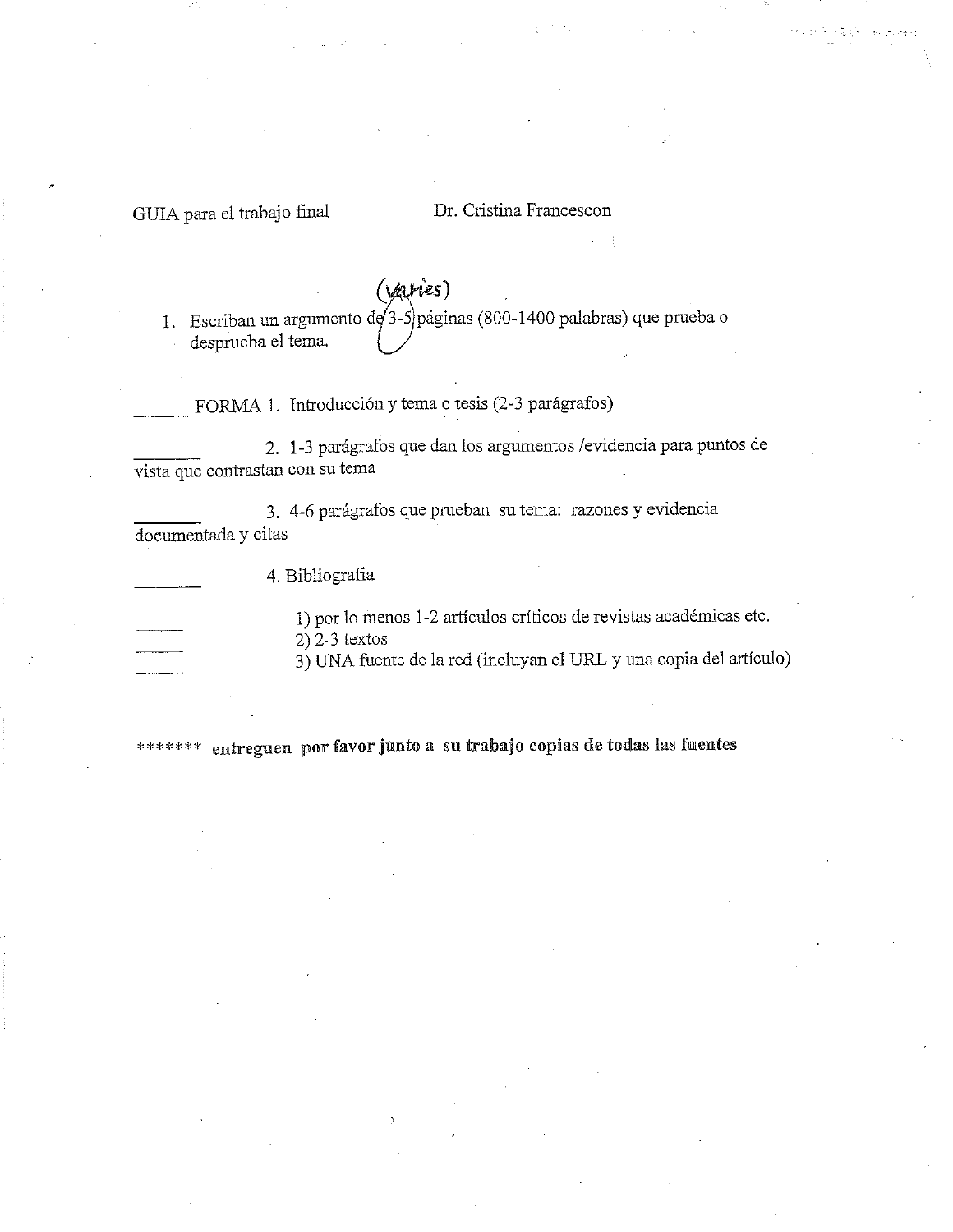GUIA para el trabajo final Dr. Cristina Francescon

1. Escriban un argumento de (varies) 3-5 páginas (800-1400 palabras) que prueba o desprueba el tema.

______ FORMA 1. Introducción y tema o tesis (2-3 parágrafos)

______ 2. 1-3 parágrafos que dan los argumentos /evidencia para puntos de vista que contrastan con su tema

______ 3. 4-6 parágrafos que prueban su tema: razones y evidencia documentada y citas

______ 4. Bibliografia

______ 1) por lo menos 1-2 artículos críticos de revistas académicas etc.

______ 2) 2-3 textos

______ 3) UNA fuente de la red (incluyan el URL y una copia del artículo)

******* **entreguen por favor junto a su trabajo copias de todas las fuentes**